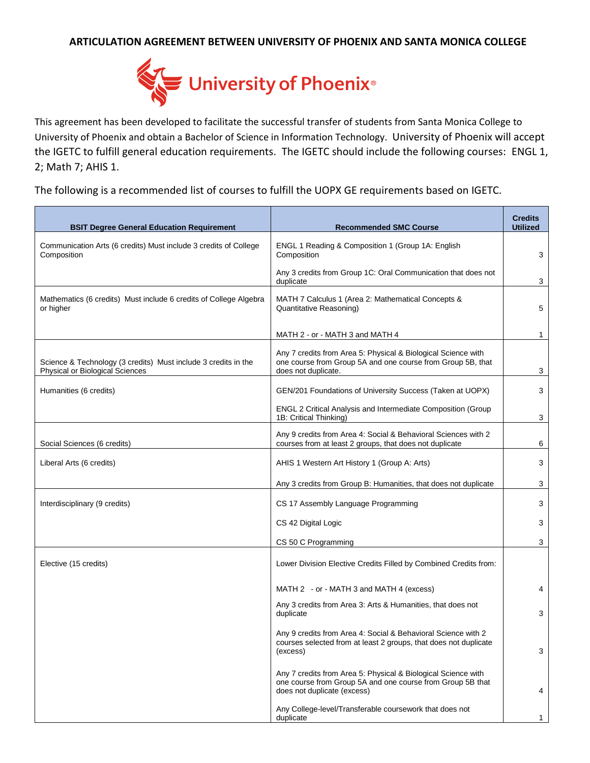# ARTICULATION AGREEMENT BETWEEN UNIVERSITY OF PHOENIX AND SANTA MONICA COLLEGE

University of Phoenix®

This agreement has been developed to facilitate the successful transfer of students from Santa Monica College to University of Phoenix and obtain a Bachelor of Science in Information Technology. University of Phoenix will accept the IGETC to fulfill general education requirements. The IGETC should include the following courses: ENGL 1, 2; Math 7; AHIS 1.

The following is a recommended list of courses to fulfill the UOPX GE requirements based on IGETC.

| BSIT Degree General Education Requirement | Recommended SMC Course | Credits Utilized |
|---|---|---|
| Communication Arts (6 credits) Must include 3 credits of College Composition | ENGL 1 Reading & Composition 1 (Group 1A: English Composition | 3 |
| | Any 3 credits from Group 1C: Oral Communication that does not duplicate | 3 |
| Mathematics (6 credits) Must include 6 credits of College Algebra or higher | MATH 7 Calculus 1 (Area 2: Mathematical Concepts & Quantitative Reasoning) | 5 |
| | MATH 2 - or - MATH 3 and MATH 4 | 1 |
| Science & Technology (3 credits) Must include 3 credits in the Physical or Biological Sciences | Any 7 credits from Area 5: Physical & Biological Science with one course from Group 5A and one course from Group 5B, that does not duplicate. | 3 |
| Humanities (6 credits) | GEN/201 Foundations of University Success (Taken at UOPX) | 3 |
| | ENGL 2 Critical Analysis and Intermediate Composition (Group 1B: Critical Thinking) | 3 |
| Social Sciences (6 credits) | Any 9 credits from Area 4: Social & Behavioral Sciences with 2 courses from at least 2 groups, that does not duplicate | 6 |
| Liberal Arts (6 credits) | AHIS 1 Western Art History 1 (Group A: Arts) | 3 |
| | Any 3 credits from Group B: Humanities, that does not duplicate | 3 |
| Interdisciplinary (9 credits) | CS 17 Assembly Language Programming | 3 |
| | CS 42 Digital Logic | 3 |
| | CS 50 C Programming | 3 |
| Elective (15 credits) | Lower Division Elective Credits Filled by Combined Credits from: | |
| | MATH 2 - or - MATH 3 and MATH 4 (excess) | 4 |
| | Any 3 credits from Area 3: Arts & Humanities, that does not duplicate | 3 |
| | Any 9 credits from Area 4: Social & Behavioral Science with 2 courses selected from at least 2 groups, that does not duplicate (excess) | 3 |
| | Any 7 credits from Area 5: Physical & Biological Science with one course from Group 5A and one course from Group 5B that does not duplicate (excess) | 4 |
| | Any College-level/Transferable coursework that does not duplicate | 1 |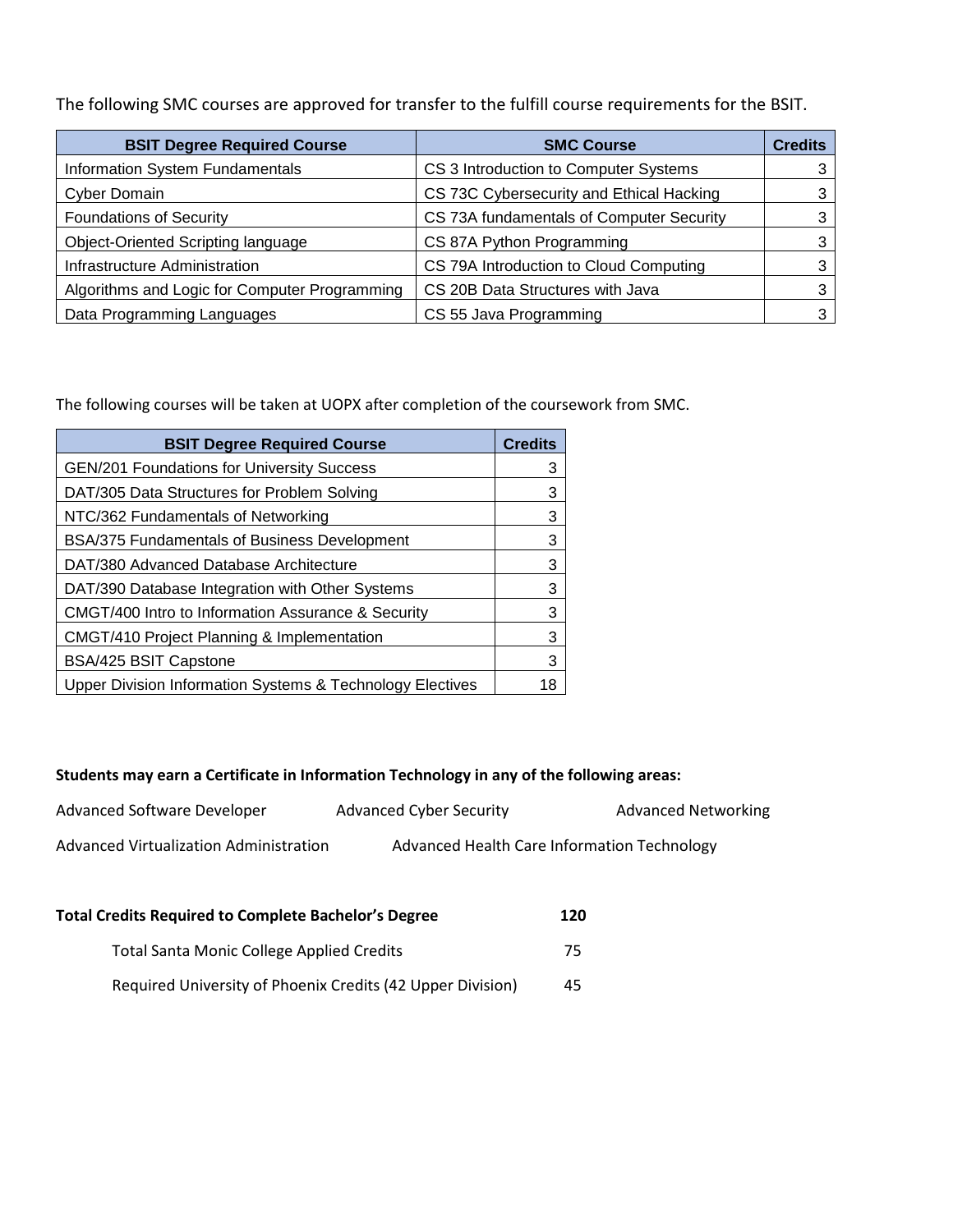The following SMC courses are approved for transfer to the fulfill course requirements for the BSIT.

| BSIT Degree Required Course | SMC Course | Credits |
| --- | --- | --- |
| Information System Fundamentals | CS 3 Introduction to Computer Systems | 3 |
| Cyber Domain | CS 73C Cybersecurity and Ethical Hacking | 3 |
| Foundations of Security | CS 73A fundamentals of Computer Security | 3 |
| Object-Oriented Scripting language | CS 87A Python Programming | 3 |
| Infrastructure Administration | CS 79A Introduction to Cloud Computing | 3 |
| Algorithms and Logic for Computer Programming | CS 20B Data Structures with Java | 3 |
| Data Programming Languages | CS 55 Java Programming | 3 |

The following courses will be taken at UOPX after completion of the coursework from SMC.

| BSIT Degree Required Course | Credits |
| --- | --- |
| GEN/201 Foundations for University Success | 3 |
| DAT/305 Data Structures for Problem Solving | 3 |
| NTC/362 Fundamentals of Networking | 3 |
| BSA/375 Fundamentals of Business Development | 3 |
| DAT/380 Advanced Database Architecture | 3 |
| DAT/390 Database Integration with Other Systems | 3 |
| CMGT/400 Intro to Information Assurance & Security | 3 |
| CMGT/410 Project Planning & Implementation | 3 |
| BSA/425 BSIT Capstone | 3 |
| Upper Division Information Systems & Technology Electives | 18 |

**Students may earn a Certificate in Information Technology in any of the following areas:**

Advanced Software Developer

Advanced Cyber Security

Advanced Networking

Advanced Virtualization Administration

Advanced Health Care Information Technology

**Total Credits Required to Complete Bachelor's Degree** **120**

Total Santa Monic College Applied Credits 75

Required University of Phoenix Credits (42 Upper Division) 45